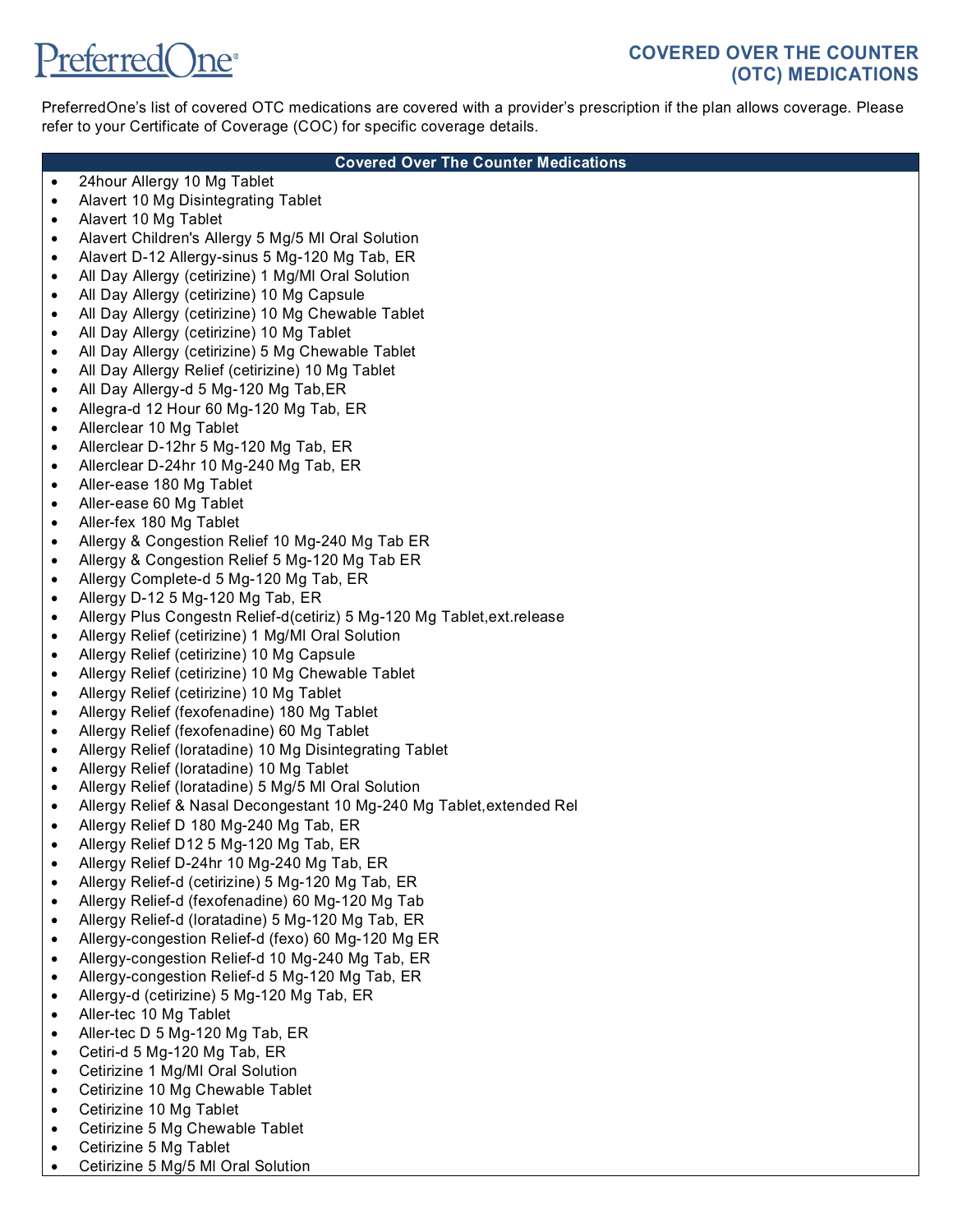PreferredOne

# COVERED OVER THE COUNTER (OTC) MEDICATIONS

PreferredOne's list of covered OTC medications are covered with a provider's prescription if the plan allows coverage. Please refer to your Certificate of Coverage (COC) for specific coverage details.

**Covered Over The Counter Medications**

- 24hour Allergy 10 Mg Tablet
- Alavert 10 Mg Disintegrating Tablet
- Alavert 10 Mg Tablet
- Alavert Children's Allergy 5 Mg/5 Ml Oral Solution
- Alavert D-12 Allergy-sinus 5 Mg-120 Mg Tab, ER
- All Day Allergy (cetirizine) 1 Mg/Ml Oral Solution
- All Day Allergy (cetirizine) 10 Mg Capsule
- All Day Allergy (cetirizine) 10 Mg Chewable Tablet
- All Day Allergy (cetirizine) 10 Mg Tablet
- All Day Allergy (cetirizine) 5 Mg Chewable Tablet
- All Day Allergy Relief (cetirizine) 10 Mg Tablet
- All Day Allergy-d 5 Mg-120 Mg Tab,ER
- Allegra-d 12 Hour 60 Mg-120 Mg Tab, ER
- Allerclear 10 Mg Tablet
- Allerclear D-12hr 5 Mg-120 Mg Tab, ER
- Allerclear D-24hr 10 Mg-240 Mg Tab, ER
- Aller-ease 180 Mg Tablet
- Aller-ease 60 Mg Tablet
- Aller-fex 180 Mg Tablet
- Allergy & Congestion Relief 10 Mg-240 Mg Tab ER
- Allergy & Congestion Relief 5 Mg-120 Mg Tab ER
- Allergy Complete-d 5 Mg-120 Mg Tab, ER
- Allergy D-12 5 Mg-120 Mg Tab, ER
- Allergy Plus Congestn Relief-d(cetiriz) 5 Mg-120 Mg Tablet,ext.release
- Allergy Relief (cetirizine) 1 Mg/Ml Oral Solution
- Allergy Relief (cetirizine) 10 Mg Capsule
- Allergy Relief (cetirizine) 10 Mg Chewable Tablet
- Allergy Relief (cetirizine) 10 Mg Tablet
- Allergy Relief (fexofenadine) 180 Mg Tablet
- Allergy Relief (fexofenadine) 60 Mg Tablet
- Allergy Relief (loratadine) 10 Mg Disintegrating Tablet
- Allergy Relief (loratadine) 10 Mg Tablet
- Allergy Relief (loratadine) 5 Mg/5 Ml Oral Solution
- Allergy Relief & Nasal Decongestant 10 Mg-240 Mg Tablet,extended Rel
- Allergy Relief D 180 Mg-240 Mg Tab, ER
- Allergy Relief D12 5 Mg-120 Mg Tab, ER
- Allergy Relief D-24hr 10 Mg-240 Mg Tab, ER
- Allergy Relief-d (cetirizine) 5 Mg-120 Mg Tab, ER
- Allergy Relief-d (fexofenadine) 60 Mg-120 Mg Tab
- Allergy Relief-d (loratadine) 5 Mg-120 Mg Tab, ER
- Allergy-congestion Relief-d (fexo) 60 Mg-120 Mg ER
- Allergy-congestion Relief-d 10 Mg-240 Mg Tab, ER
- Allergy-congestion Relief-d 5 Mg-120 Mg Tab, ER
- Allergy-d (cetirizine) 5 Mg-120 Mg Tab, ER
- Aller-tec 10 Mg Tablet
- Aller-tec D 5 Mg-120 Mg Tab, ER
- Cetiri-d 5 Mg-120 Mg Tab, ER
- Cetirizine 1 Mg/Ml Oral Solution
- Cetirizine 10 Mg Chewable Tablet
- Cetirizine 10 Mg Tablet
- Cetirizine 5 Mg Chewable Tablet
- Cetirizine 5 Mg Tablet
- Cetirizine 5 Mg/5 Ml Oral Solution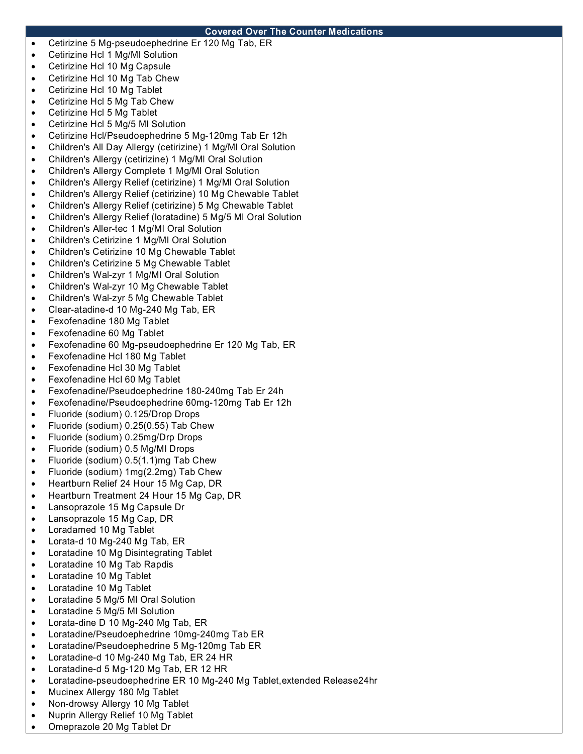## Covered Over The Counter Medications

- Cetirizine 5 Mg-pseudoephedrine Er 120 Mg Tab, ER
- Cetirizine Hcl 1 Mg/Ml Solution
- Cetirizine Hcl 10 Mg Capsule
- Cetirizine Hcl 10 Mg Tab Chew
- Cetirizine Hcl 10 Mg Tablet
- Cetirizine Hcl 5 Mg Tab Chew
- Cetirizine Hcl 5 Mg Tablet
- Cetirizine Hcl 5 Mg/5 Ml Solution
- Cetirizine Hcl/Pseudoephedrine 5 Mg-120mg Tab Er 12h
- Children's All Day Allergy (cetirizine) 1 Mg/Ml Oral Solution
- Children's Allergy (cetirizine) 1 Mg/Ml Oral Solution
- Children's Allergy Complete 1 Mg/Ml Oral Solution
- Children's Allergy Relief (cetirizine) 1 Mg/Ml Oral Solution
- Children's Allergy Relief (cetirizine) 10 Mg Chewable Tablet
- Children's Allergy Relief (cetirizine) 5 Mg Chewable Tablet
- Children's Allergy Relief (loratadine) 5 Mg/5 Ml Oral Solution
- Children's Aller-tec 1 Mg/Ml Oral Solution
- Children's Cetirizine 1 Mg/Ml Oral Solution
- Children's Cetirizine 10 Mg Chewable Tablet
- Children's Cetirizine 5 Mg Chewable Tablet
- Children's Wal-zyr 1 Mg/Ml Oral Solution
- Children's Wal-zyr 10 Mg Chewable Tablet
- Children's Wal-zyr 5 Mg Chewable Tablet
- Clear-atadine-d 10 Mg-240 Mg Tab, ER
- Fexofenadine 180 Mg Tablet
- Fexofenadine 60 Mg Tablet
- Fexofenadine 60 Mg-pseudoephedrine Er 120 Mg Tab, ER
- Fexofenadine Hcl 180 Mg Tablet
- Fexofenadine Hcl 30 Mg Tablet
- Fexofenadine Hcl 60 Mg Tablet
- Fexofenadine/Pseudoephedrine 180-240mg Tab Er 24h
- Fexofenadine/Pseudoephedrine 60mg-120mg Tab Er 12h
- Fluoride (sodium) 0.125/Drop Drops
- Fluoride (sodium) 0.25(0.55) Tab Chew
- Fluoride (sodium) 0.25mg/Drp Drops
- Fluoride (sodium) 0.5 Mg/Ml Drops
- Fluoride (sodium) 0.5(1.1)mg Tab Chew
- Fluoride (sodium) 1mg(2.2mg) Tab Chew
- Heartburn Relief 24 Hour 15 Mg Cap, DR
- Heartburn Treatment 24 Hour 15 Mg Cap, DR
- Lansoprazole 15 Mg Capsule Dr
- Lansoprazole 15 Mg Cap, DR
- Loradamed 10 Mg Tablet
- Lorata-d 10 Mg-240 Mg Tab, ER
- Loratadine 10 Mg Disintegrating Tablet
- Loratadine 10 Mg Tab Rapdis
- Loratadine 10 Mg Tablet
- Loratadine 10 Mg Tablet
- Loratadine 5 Mg/5 Ml Oral Solution
- Loratadine 5 Mg/5 Ml Solution
- Lorata-dine D 10 Mg-240 Mg Tab, ER
- Loratadine/Pseudoephedrine 10mg-240mg Tab ER
- Loratadine/Pseudoephedrine 5 Mg-120mg Tab ER
- Loratadine-d 10 Mg-240 Mg Tab, ER 24 HR
- Loratadine-d 5 Mg-120 Mg Tab, ER 12 HR
- Loratadine-pseudoephedrine ER 10 Mg-240 Mg Tablet,extended Release24hr
- Mucinex Allergy 180 Mg Tablet
- Non-drowsy Allergy 10 Mg Tablet
- Nuprin Allergy Relief 10 Mg Tablet
- Omeprazole 20 Mg Tablet Dr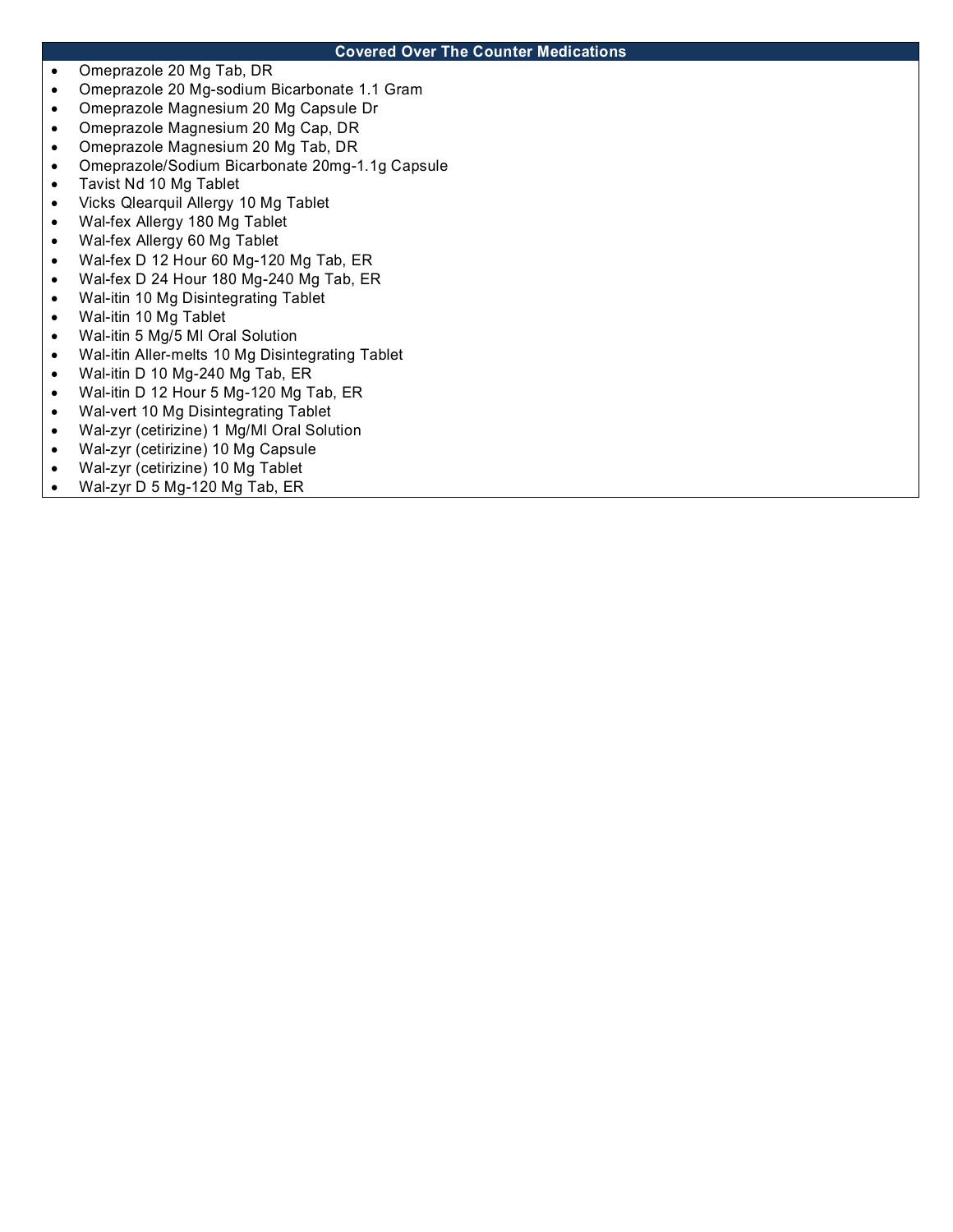## Covered Over The Counter Medications

- Omeprazole 20 Mg Tab, DR
- Omeprazole 20 Mg-sodium Bicarbonate 1.1 Gram
- Omeprazole Magnesium 20 Mg Capsule Dr
- Omeprazole Magnesium 20 Mg Cap, DR
- Omeprazole Magnesium 20 Mg Tab, DR
- Omeprazole/Sodium Bicarbonate 20mg-1.1g Capsule
- Tavist Nd 10 Mg Tablet
- Vicks Qlearquil Allergy 10 Mg Tablet
- Wal-fex Allergy 180 Mg Tablet
- Wal-fex Allergy 60 Mg Tablet
- Wal-fex D 12 Hour 60 Mg-120 Mg Tab, ER
- Wal-fex D 24 Hour 180 Mg-240 Mg Tab, ER
- Wal-itin 10 Mg Disintegrating Tablet
- Wal-itin 10 Mg Tablet
- Wal-itin 5 Mg/5 Ml Oral Solution
- Wal-itin Aller-melts 10 Mg Disintegrating Tablet
- Wal-itin D 10 Mg-240 Mg Tab, ER
- Wal-itin D 12 Hour 5 Mg-120 Mg Tab, ER
- Wal-vert 10 Mg Disintegrating Tablet
- Wal-zyr (cetirizine) 1 Mg/Ml Oral Solution
- Wal-zyr (cetirizine) 10 Mg Capsule
- Wal-zyr (cetirizine) 10 Mg Tablet
- Wal-zyr D 5 Mg-120 Mg Tab, ER